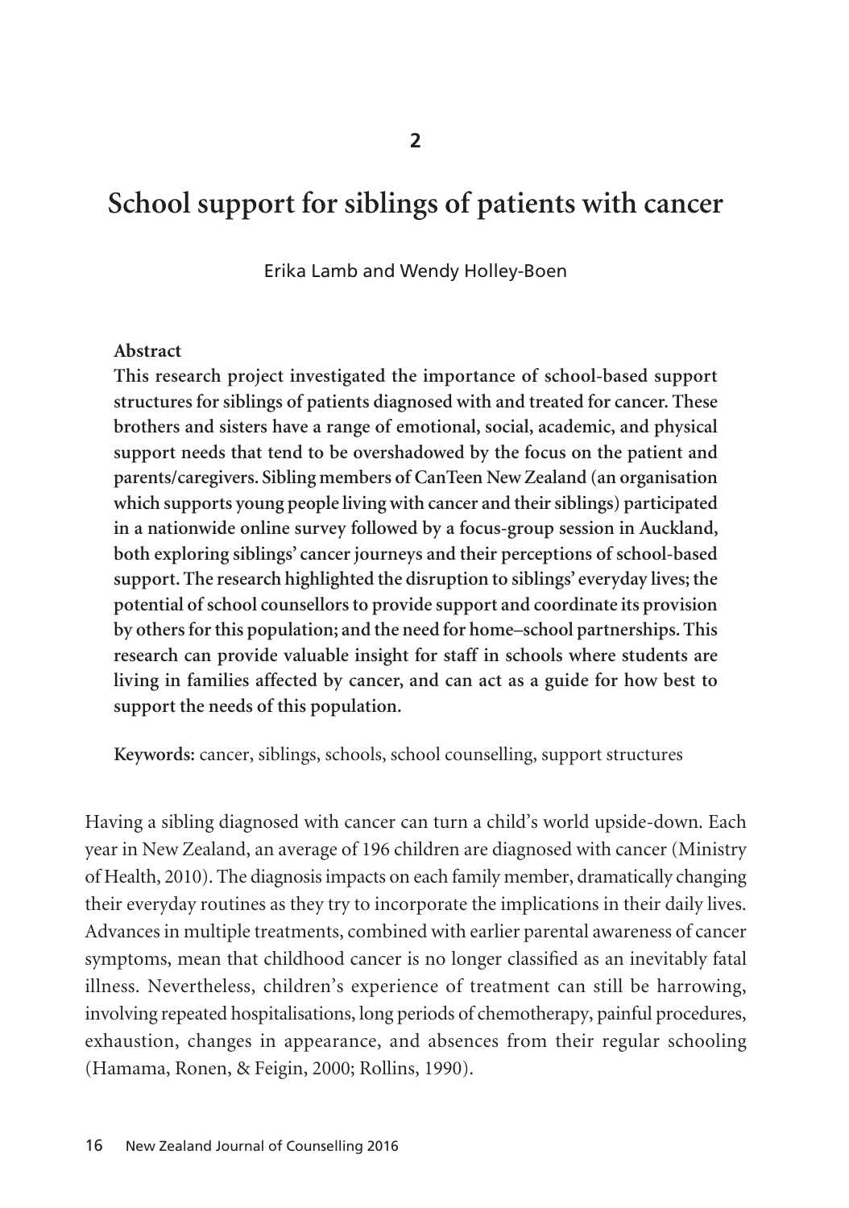# 2

# School support for siblings of patients with cancer

Erika Lamb and Wendy Holley-Boen

**Abstract**

**This research project investigated the importance of school-based support structures for siblings of patients diagnosed with and treated for cancer. These brothers and sisters have a range of emotional, social, academic, and physical support needs that tend to be overshadowed by the focus on the patient and parents/caregivers. Sibling members of CanTeen New Zealand (an organisation which supports young people living with cancer and their siblings) participated in a nationwide online survey followed by a focus-group session in Auckland, both exploring siblings' cancer journeys and their perceptions of school-based support. The research highlighted the disruption to siblings' everyday lives; the potential of school counsellors to provide support and coordinate its provision by others for this population; and the need for home–school partnerships. This research can provide valuable insight for staff in schools where students are living in families affected by cancer, and can act as a guide for how best to support the needs of this population.**

**Keywords:** cancer, siblings, schools, school counselling, support structures

Having a sibling diagnosed with cancer can turn a child's world upside-down. Each year in New Zealand, an average of 196 children are diagnosed with cancer (Ministry of Health, 2010). The diagnosis impacts on each family member, dramatically changing their everyday routines as they try to incorporate the implications in their daily lives. Advances in multiple treatments, combined with earlier parental awareness of cancer symptoms, mean that childhood cancer is no longer classified as an inevitably fatal illness. Nevertheless, children's experience of treatment can still be harrowing, involving repeated hospitalisations, long periods of chemotherapy, painful procedures, exhaustion, changes in appearance, and absences from their regular schooling (Hamama, Ronen, & Feigin, 2000; Rollins, 1990).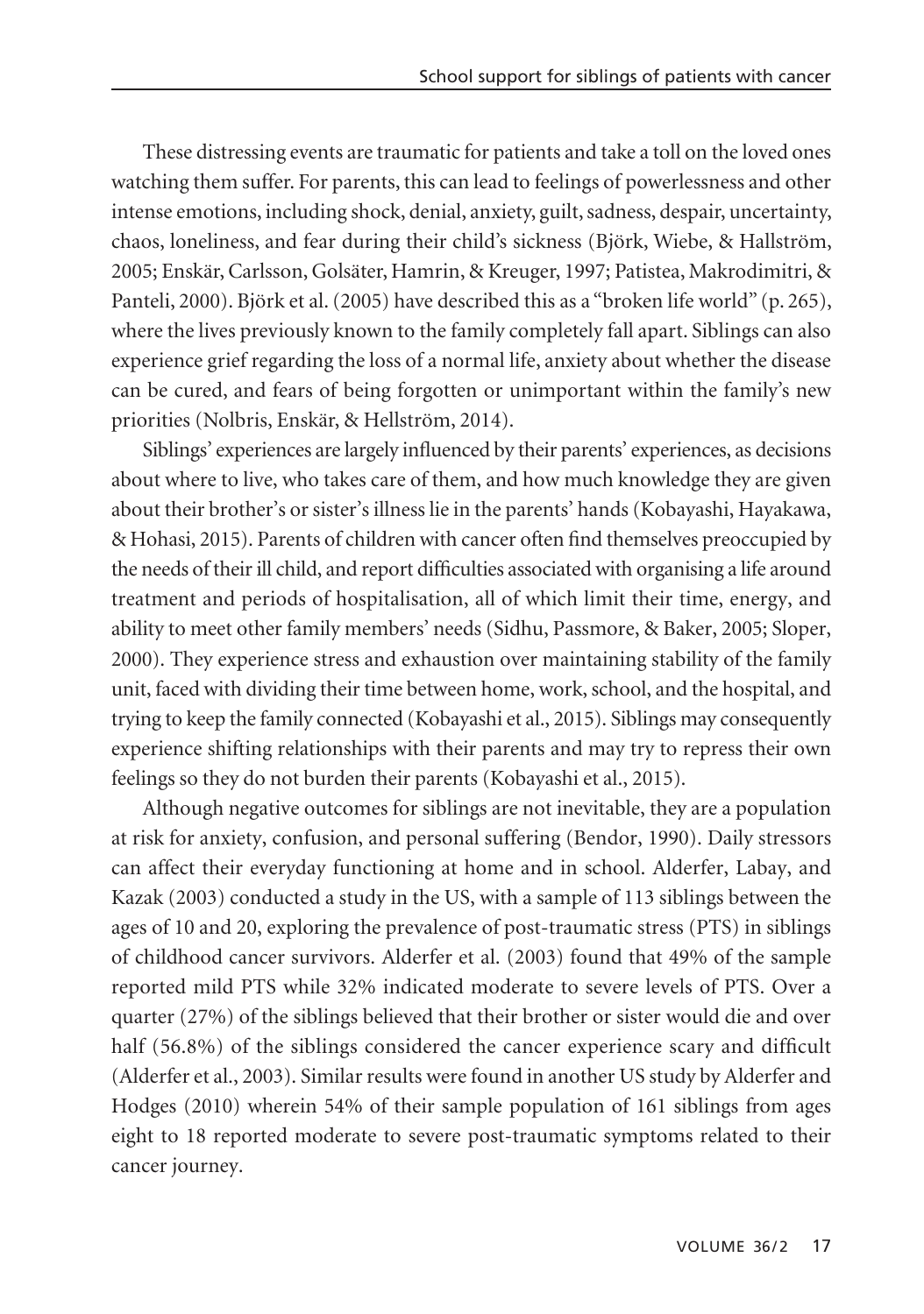These distressing events are traumatic for patients and take a toll on the loved ones watching them suffer. For parents, this can lead to feelings of powerlessness and other intense emotions, including shock, denial, anxiety, guilt, sadness, despair, uncertainty, chaos, loneliness, and fear during their child's sickness (Björk, Wiebe, & Hallström, 2005; Enskär, Carlsson, Golsäter, Hamrin, & Kreuger, 1997; Patistea, Makrodimitri, & Panteli, 2000). Björk et al. (2005) have described this as a "broken life world" (p. 265), where the lives previously known to the family completely fall apart. Siblings can also experience grief regarding the loss of a normal life, anxiety about whether the disease can be cured, and fears of being forgotten or unimportant within the family's new priorities (Nolbris, Enskär, & Hellström, 2014).

Siblings' experiences are largely influenced by their parents' experiences, as decisions about where to live, who takes care of them, and how much knowledge they are given about their brother's or sister's illness lie in the parents' hands (Kobayashi, Hayakawa, & Hohasi, 2015). Parents of children with cancer often find themselves preoccupied by the needs of their ill child, and report difficulties associated with organising a life around treatment and periods of hospitalisation, all of which limit their time, energy, and ability to meet other family members' needs (Sidhu, Passmore, & Baker, 2005; Sloper, 2000). They experience stress and exhaustion over maintaining stability of the family unit, faced with dividing their time between home, work, school, and the hospital, and trying to keep the family connected (Kobayashi et al., 2015). Siblings may consequently experience shifting relationships with their parents and may try to repress their own feelings so they do not burden their parents (Kobayashi et al., 2015).

Although negative outcomes for siblings are not inevitable, they are a population at risk for anxiety, confusion, and personal suffering (Bendor, 1990). Daily stressors can affect their everyday functioning at home and in school. Alderfer, Labay, and Kazak (2003) conducted a study in the US, with a sample of 113 siblings between the ages of 10 and 20, exploring the prevalence of post-traumatic stress (PTS) in siblings of childhood cancer survivors. Alderfer et al. (2003) found that 49% of the sample reported mild PTS while 32% indicated moderate to severe levels of PTS. Over a quarter (27%) of the siblings believed that their brother or sister would die and over half (56.8%) of the siblings considered the cancer experience scary and difficult (Alderfer et al., 2003). Similar results were found in another US study by Alderfer and Hodges (2010) wherein 54% of their sample population of 161 siblings from ages eight to 18 reported moderate to severe post-traumatic symptoms related to their cancer journey.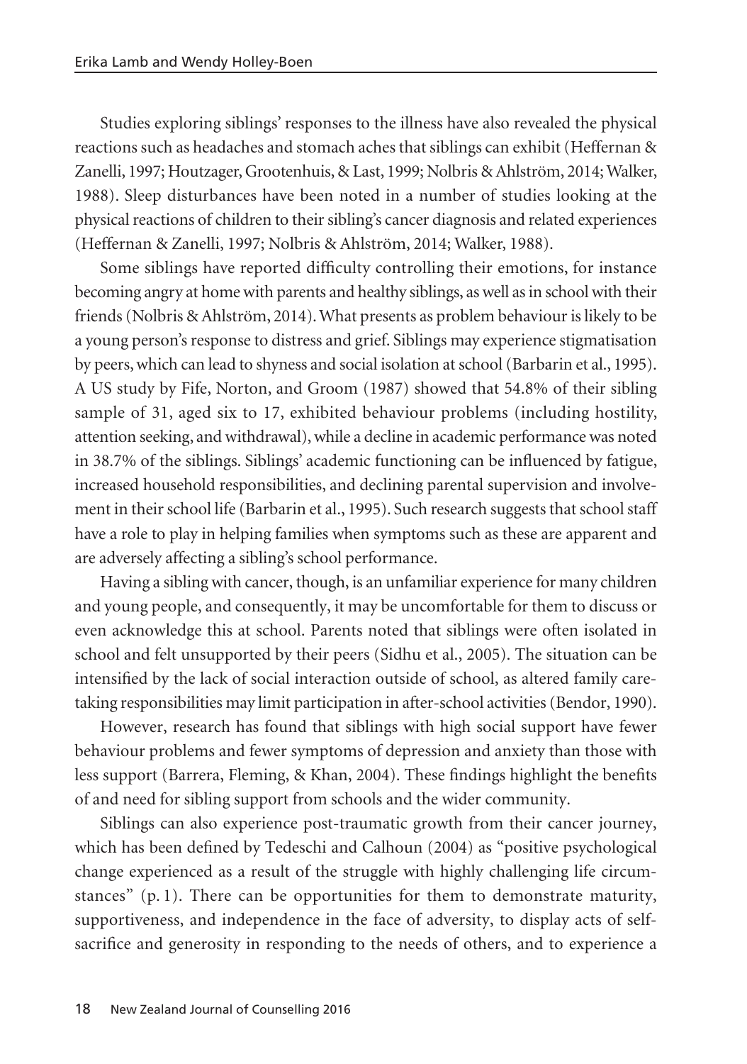Studies exploring siblings' responses to the illness have also revealed the physical reactions such as headaches and stomach aches that siblings can exhibit (Heffernan & Zanelli, 1997; Houtzager, Grootenhuis, & Last, 1999; Nolbris & Ahlström, 2014; Walker, 1988). Sleep disturbances have been noted in a number of studies looking at the physical reactions of children to their sibling's cancer diagnosis and related experiences (Heffernan & Zanelli, 1997; Nolbris & Ahlström, 2014; Walker, 1988).

Some siblings have reported difficulty controlling their emotions, for instance becoming angry at home with parents and healthy siblings, as well as in school with their friends (Nolbris & Ahlström, 2014). What presents as problem behaviour is likely to be a young person's response to distress and grief. Siblings may experience stigmatisation by peers, which can lead to shyness and social isolation at school (Barbarin et al., 1995). A US study by Fife, Norton, and Groom (1987) showed that 54.8% of their sibling sample of 31, aged six to 17, exhibited behaviour problems (including hostility, attention seeking, and withdrawal), while a decline in academic performance was noted in 38.7% of the siblings. Siblings' academic functioning can be influenced by fatigue, increased household responsibilities, and declining parental supervision and involvement in their school life (Barbarin et al., 1995). Such research suggests that school staff have a role to play in helping families when symptoms such as these are apparent and are adversely affecting a sibling's school performance.

Having a sibling with cancer, though, is an unfamiliar experience for many children and young people, and consequently, it may be uncomfortable for them to discuss or even acknowledge this at school. Parents noted that siblings were often isolated in school and felt unsupported by their peers (Sidhu et al., 2005). The situation can be intensified by the lack of social interaction outside of school, as altered family caretaking responsibilities may limit participation in after-school activities (Bendor, 1990).

However, research has found that siblings with high social support have fewer behaviour problems and fewer symptoms of depression and anxiety than those with less support (Barrera, Fleming, & Khan, 2004). These findings highlight the benefits of and need for sibling support from schools and the wider community.

Siblings can also experience post-traumatic growth from their cancer journey, which has been defined by Tedeschi and Calhoun (2004) as "positive psychological change experienced as a result of the struggle with highly challenging life circumstances" (p. 1). There can be opportunities for them to demonstrate maturity, supportiveness, and independence in the face of adversity, to display acts of self-sacrifice and generosity in responding to the needs of others, and to experience a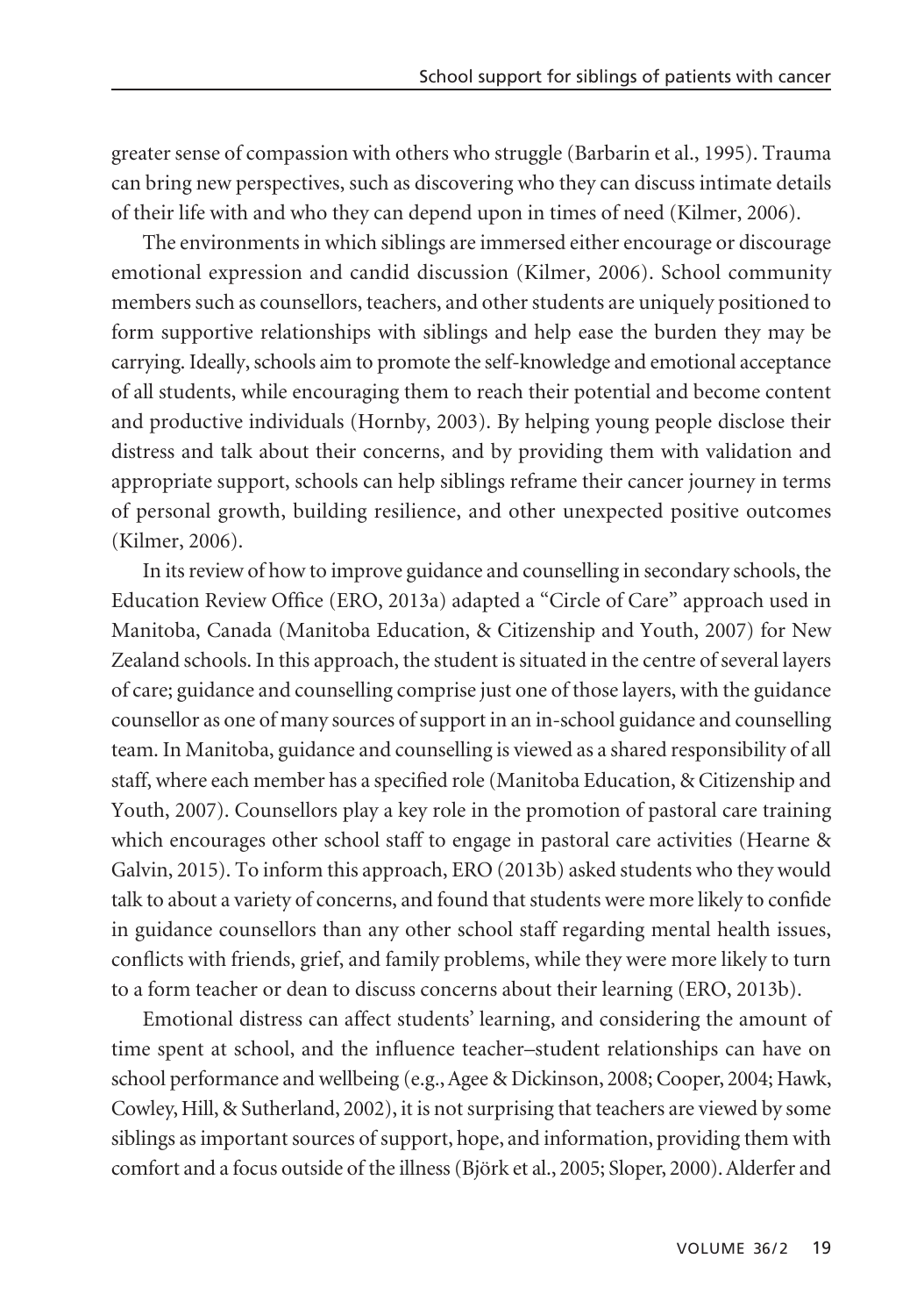greater sense of compassion with others who struggle (Barbarin et al., 1995). Trauma can bring new perspectives, such as discovering who they can discuss intimate details of their life with and who they can depend upon in times of need (Kilmer, 2006).

The environments in which siblings are immersed either encourage or discourage emotional expression and candid discussion (Kilmer, 2006). School community members such as counsellors, teachers, and other students are uniquely positioned to form supportive relationships with siblings and help ease the burden they may be carrying. Ideally, schools aim to promote the self-knowledge and emotional acceptance of all students, while encouraging them to reach their potential and become content and productive individuals (Hornby, 2003). By helping young people disclose their distress and talk about their concerns, and by providing them with validation and appropriate support, schools can help siblings reframe their cancer journey in terms of personal growth, building resilience, and other unexpected positive outcomes (Kilmer, 2006).

In its review of how to improve guidance and counselling in secondary schools, the Education Review Office (ERO, 2013a) adapted a "Circle of Care" approach used in Manitoba, Canada (Manitoba Education, & Citizenship and Youth, 2007) for New Zealand schools. In this approach, the student is situated in the centre of several layers of care; guidance and counselling comprise just one of those layers, with the guidance counsellor as one of many sources of support in an in-school guidance and counselling team. In Manitoba, guidance and counselling is viewed as a shared responsibility of all staff, where each member has a specified role (Manitoba Education, & Citizenship and Youth, 2007). Counsellors play a key role in the promotion of pastoral care training which encourages other school staff to engage in pastoral care activities (Hearne & Galvin, 2015). To inform this approach, ERO (2013b) asked students who they would talk to about a variety of concerns, and found that students were more likely to confide in guidance counsellors than any other school staff regarding mental health issues, conflicts with friends, grief, and family problems, while they were more likely to turn to a form teacher or dean to discuss concerns about their learning (ERO, 2013b).

Emotional distress can affect students' learning, and considering the amount of time spent at school, and the influence teacher–student relationships can have on school performance and wellbeing (e.g., Agee & Dickinson, 2008; Cooper, 2004; Hawk, Cowley, Hill, & Sutherland, 2002), it is not surprising that teachers are viewed by some siblings as important sources of support, hope, and information, providing them with comfort and a focus outside of the illness (Björk et al., 2005; Sloper, 2000). Alderfer and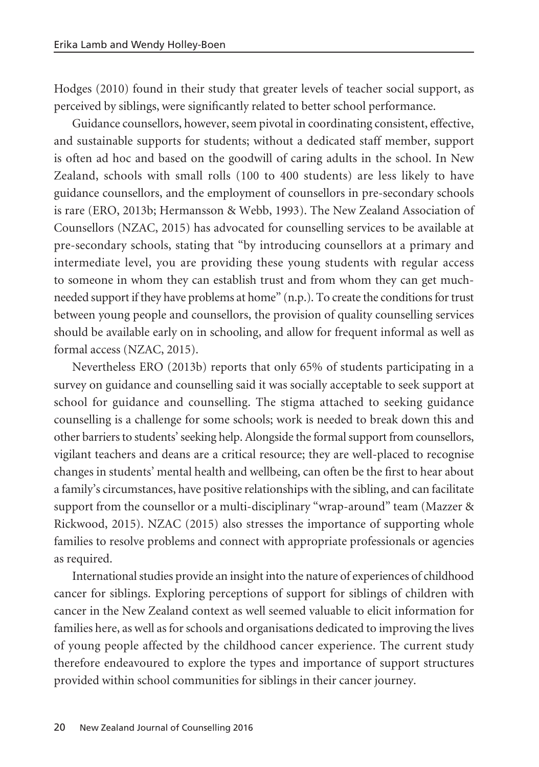Hodges (2010) found in their study that greater levels of teacher social support, as perceived by siblings, were significantly related to better school performance.

Guidance counsellors, however, seem pivotal in coordinating consistent, effective, and sustainable supports for students; without a dedicated staff member, support is often ad hoc and based on the goodwill of caring adults in the school. In New Zealand, schools with small rolls (100 to 400 students) are less likely to have guidance counsellors, and the employment of counsellors in pre-secondary schools is rare (ERO, 2013b; Hermansson & Webb, 1993). The New Zealand Association of Counsellors (NZAC, 2015) has advocated for counselling services to be available at pre-secondary schools, stating that "by introducing counsellors at a primary and intermediate level, you are providing these young students with regular access to someone in whom they can establish trust and from whom they can get much-needed support if they have problems at home" (n.p.). To create the conditions for trust between young people and counsellors, the provision of quality counselling services should be available early on in schooling, and allow for frequent informal as well as formal access (NZAC, 2015).

Nevertheless ERO (2013b) reports that only 65% of students participating in a survey on guidance and counselling said it was socially acceptable to seek support at school for guidance and counselling. The stigma attached to seeking guidance counselling is a challenge for some schools; work is needed to break down this and other barriers to students' seeking help. Alongside the formal support from counsellors, vigilant teachers and deans are a critical resource; they are well-placed to recognise changes in students' mental health and wellbeing, can often be the first to hear about a family's circumstances, have positive relationships with the sibling, and can facilitate support from the counsellor or a multi-disciplinary "wrap-around" team (Mazzer & Rickwood, 2015). NZAC (2015) also stresses the importance of supporting whole families to resolve problems and connect with appropriate professionals or agencies as required.

International studies provide an insight into the nature of experiences of childhood cancer for siblings. Exploring perceptions of support for siblings of children with cancer in the New Zealand context as well seemed valuable to elicit information for families here, as well as for schools and organisations dedicated to improving the lives of young people affected by the childhood cancer experience. The current study therefore endeavoured to explore the types and importance of support structures provided within school communities for siblings in their cancer journey.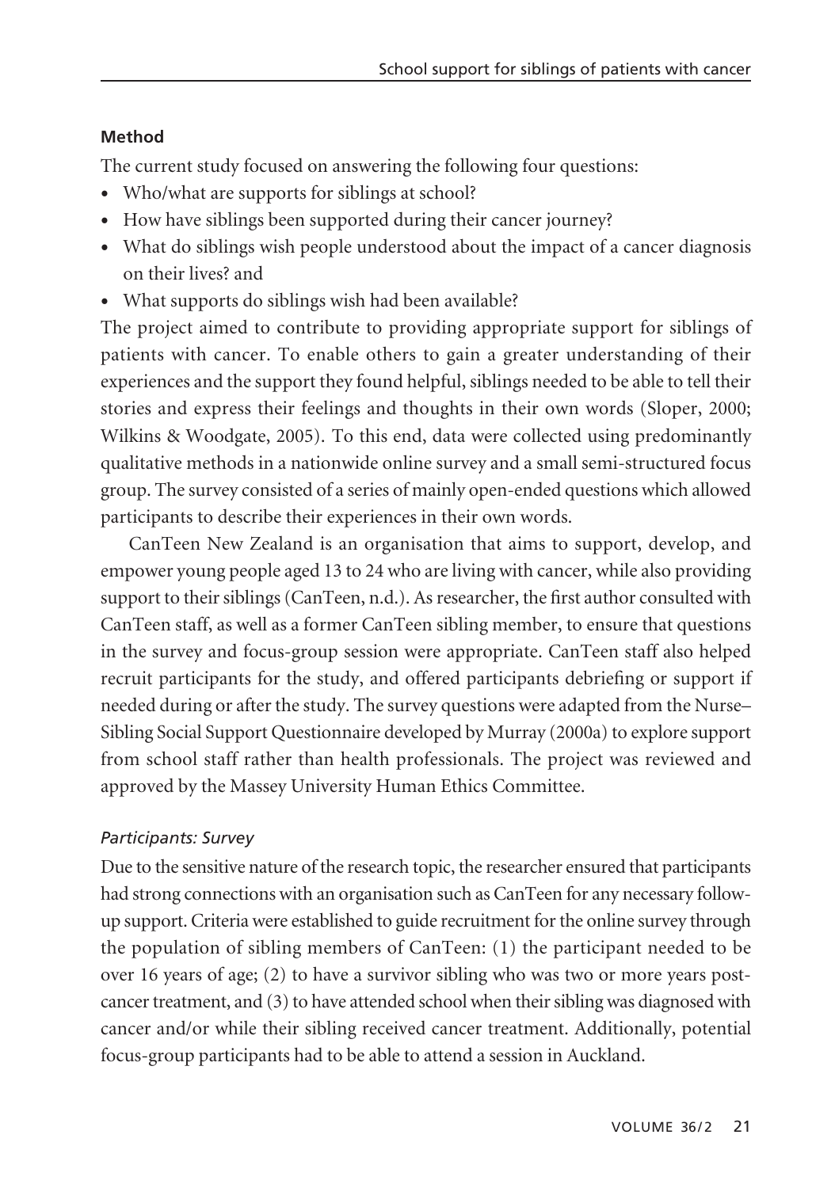### Method

The current study focused on answering the following four questions:

- Who/what are supports for siblings at school?
- How have siblings been supported during their cancer journey?
- What do siblings wish people understood about the impact of a cancer diagnosis on their lives? and
- What supports do siblings wish had been available?

The project aimed to contribute to providing appropriate support for siblings of patients with cancer. To enable others to gain a greater understanding of their experiences and the support they found helpful, siblings needed to be able to tell their stories and express their feelings and thoughts in their own words (Sloper, 2000; Wilkins & Woodgate, 2005). To this end, data were collected using predominantly qualitative methods in a nationwide online survey and a small semi-structured focus group. The survey consisted of a series of mainly open-ended questions which allowed participants to describe their experiences in their own words.

CanTeen New Zealand is an organisation that aims to support, develop, and empower young people aged 13 to 24 who are living with cancer, while also providing support to their siblings (CanTeen, n.d.). As researcher, the first author consulted with CanTeen staff, as well as a former CanTeen sibling member, to ensure that questions in the survey and focus-group session were appropriate. CanTeen staff also helped recruit participants for the study, and offered participants debriefing or support if needed during or after the study. The survey questions were adapted from the Nurse–Sibling Social Support Questionnaire developed by Murray (2000a) to explore support from school staff rather than health professionals. The project was reviewed and approved by the Massey University Human Ethics Committee.

#### *Participants: Survey*

Due to the sensitive nature of the research topic, the researcher ensured that participants had strong connections with an organisation such as CanTeen for any necessary follow-up support. Criteria were established to guide recruitment for the online survey through the population of sibling members of CanTeen: (1) the participant needed to be over 16 years of age; (2) to have a survivor sibling who was two or more years post-cancer treatment, and (3) to have attended school when their sibling was diagnosed with cancer and/or while their sibling received cancer treatment. Additionally, potential focus-group participants had to be able to attend a session in Auckland.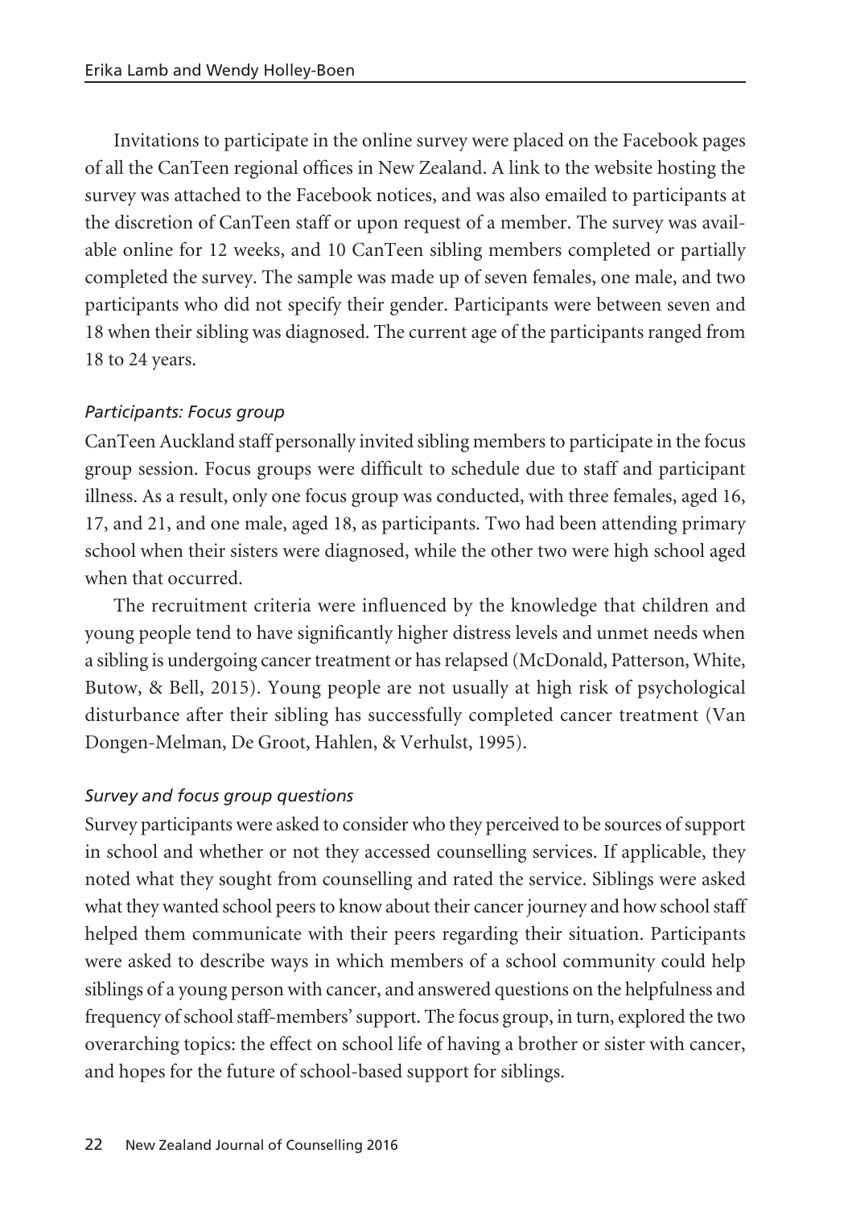Invitations to participate in the online survey were placed on the Facebook pages of all the CanTeen regional offices in New Zealand. A link to the website hosting the survey was attached to the Facebook notices, and was also emailed to participants at the discretion of CanTeen staff or upon request of a member. The survey was available online for 12 weeks, and 10 CanTeen sibling members completed or partially completed the survey. The sample was made up of seven females, one male, and two participants who did not specify their gender. Participants were between seven and 18 when their sibling was diagnosed. The current age of the participants ranged from 18 to 24 years.

### *Participants: Focus group*

CanTeen Auckland staff personally invited sibling members to participate in the focus group session. Focus groups were difficult to schedule due to staff and participant illness. As a result, only one focus group was conducted, with three females, aged 16, 17, and 21, and one male, aged 18, as participants. Two had been attending primary school when their sisters were diagnosed, while the other two were high school aged when that occurred.

The recruitment criteria were influenced by the knowledge that children and young people tend to have significantly higher distress levels and unmet needs when a sibling is undergoing cancer treatment or has relapsed (McDonald, Patterson, White, Butow, & Bell, 2015). Young people are not usually at high risk of psychological disturbance after their sibling has successfully completed cancer treatment (Van Dongen-Melman, De Groot, Hahlen, & Verhulst, 1995).

### *Survey and focus group questions*

Survey participants were asked to consider who they perceived to be sources of support in school and whether or not they accessed counselling services. If applicable, they noted what they sought from counselling and rated the service. Siblings were asked what they wanted school peers to know about their cancer journey and how school staff helped them communicate with their peers regarding their situation. Participants were asked to describe ways in which members of a school community could help siblings of a young person with cancer, and answered questions on the helpfulness and frequency of school staff-members' support. The focus group, in turn, explored the two overarching topics: the effect on school life of having a brother or sister with cancer, and hopes for the future of school-based support for siblings.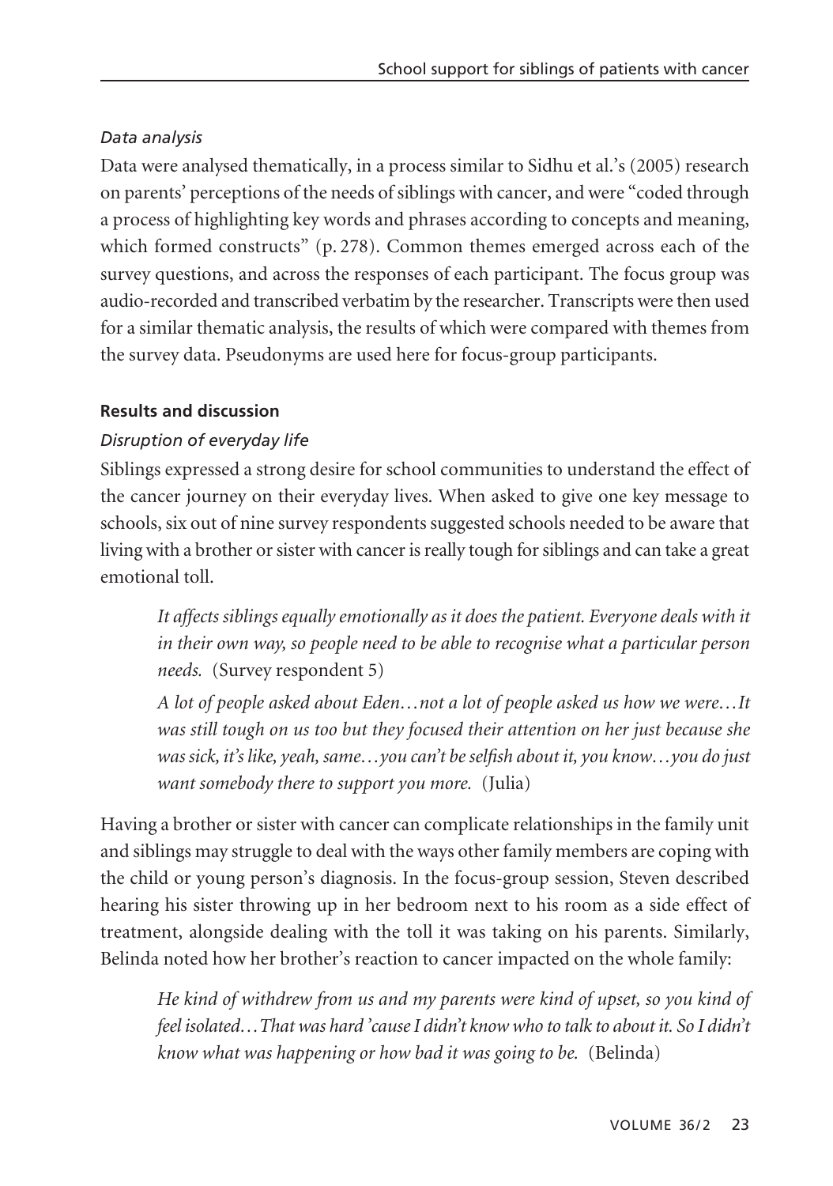*Data analysis*

Data were analysed thematically, in a process similar to Sidhu et al.'s (2005) research on parents' perceptions of the needs of siblings with cancer, and were "coded through a process of highlighting key words and phrases according to concepts and meaning, which formed constructs" (p. 278). Common themes emerged across each of the survey questions, and across the responses of each participant. The focus group was audio-recorded and transcribed verbatim by the researcher. Transcripts were then used for a similar thematic analysis, the results of which were compared with themes from the survey data. Pseudonyms are used here for focus-group participants.

**Results and discussion**

*Disruption of everyday life*

Siblings expressed a strong desire for school communities to understand the effect of the cancer journey on their everyday lives. When asked to give one key message to schools, six out of nine survey respondents suggested schools needed to be aware that living with a brother or sister with cancer is really tough for siblings and can take a great emotional toll.

> *It affects siblings equally emotionally as it does the patient. Everyone deals with it in their own way, so people need to be able to recognise what a particular person needs.* (Survey respondent 5)
>
> *A lot of people asked about Eden…not a lot of people asked us how we were…It was still tough on us too but they focused their attention on her just because she was sick, it's like, yeah, same…you can't be selfish about it, you know…you do just want somebody there to support you more.* (Julia)

Having a brother or sister with cancer can complicate relationships in the family unit and siblings may struggle to deal with the ways other family members are coping with the child or young person's diagnosis. In the focus-group session, Steven described hearing his sister throwing up in her bedroom next to his room as a side effect of treatment, alongside dealing with the toll it was taking on his parents. Similarly, Belinda noted how her brother's reaction to cancer impacted on the whole family:

> *He kind of withdrew from us and my parents were kind of upset, so you kind of feel isolated…That was hard 'cause I didn't know who to talk to about it. So I didn't know what was happening or how bad it was going to be.* (Belinda)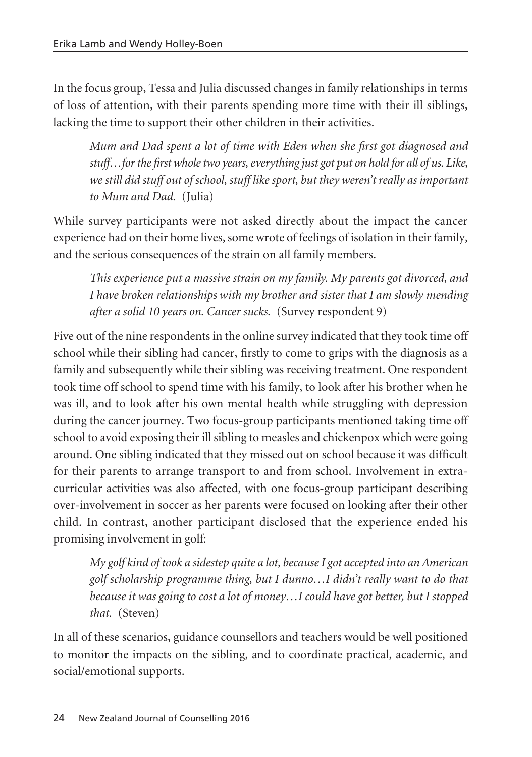In the focus group, Tessa and Julia discussed changes in family relationships in terms of loss of attention, with their parents spending more time with their ill siblings, lacking the time to support their other children in their activities.

> *Mum and Dad spent a lot of time with Eden when she first got diagnosed and stuff…for the first whole two years, everything just got put on hold for all of us. Like, we still did stuff out of school, stuff like sport, but they weren't really as important to Mum and Dad.* (Julia)

While survey participants were not asked directly about the impact the cancer experience had on their home lives, some wrote of feelings of isolation in their family, and the serious consequences of the strain on all family members.

> *This experience put a massive strain on my family. My parents got divorced, and I have broken relationships with my brother and sister that I am slowly mending after a solid 10 years on. Cancer sucks.* (Survey respondent 9)

Five out of the nine respondents in the online survey indicated that they took time off school while their sibling had cancer, firstly to come to grips with the diagnosis as a family and subsequently while their sibling was receiving treatment. One respondent took time off school to spend time with his family, to look after his brother when he was ill, and to look after his own mental health while struggling with depression during the cancer journey. Two focus-group participants mentioned taking time off school to avoid exposing their ill sibling to measles and chickenpox which were going around. One sibling indicated that they missed out on school because it was difficult for their parents to arrange transport to and from school. Involvement in extra-curricular activities was also affected, with one focus-group participant describing over-involvement in soccer as her parents were focused on looking after their other child. In contrast, another participant disclosed that the experience ended his promising involvement in golf:

> *My golf kind of took a sidestep quite a lot, because I got accepted into an American golf scholarship programme thing, but I dunno…I didn't really want to do that because it was going to cost a lot of money…I could have got better, but I stopped that.* (Steven)

In all of these scenarios, guidance counsellors and teachers would be well positioned to monitor the impacts on the sibling, and to coordinate practical, academic, and social/emotional supports.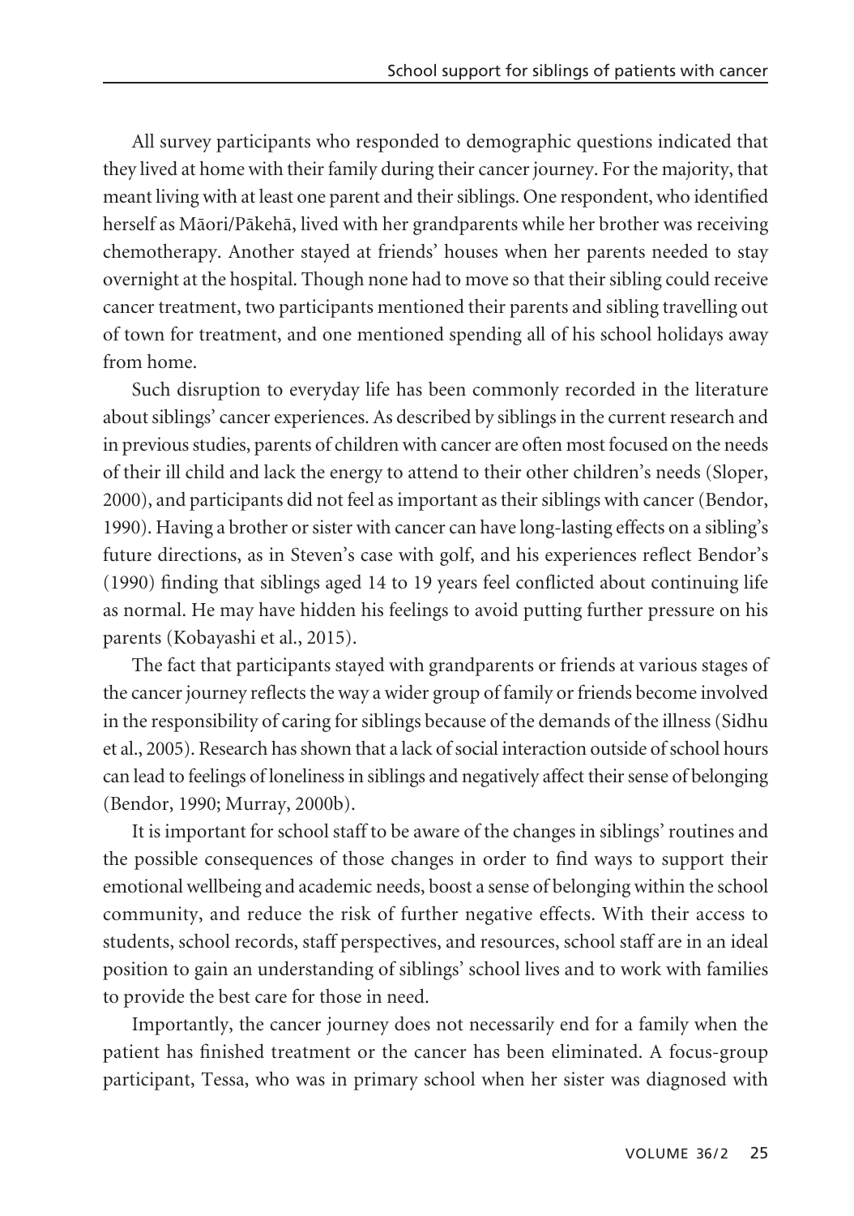All survey participants who responded to demographic questions indicated that they lived at home with their family during their cancer journey. For the majority, that meant living with at least one parent and their siblings. One respondent, who identified herself as Māori/Pākehā, lived with her grandparents while her brother was receiving chemotherapy. Another stayed at friends' houses when her parents needed to stay overnight at the hospital. Though none had to move so that their sibling could receive cancer treatment, two participants mentioned their parents and sibling travelling out of town for treatment, and one mentioned spending all of his school holidays away from home.

Such disruption to everyday life has been commonly recorded in the literature about siblings' cancer experiences. As described by siblings in the current research and in previous studies, parents of children with cancer are often most focused on the needs of their ill child and lack the energy to attend to their other children's needs (Sloper, 2000), and participants did not feel as important as their siblings with cancer (Bendor, 1990). Having a brother or sister with cancer can have long-lasting effects on a sibling's future directions, as in Steven's case with golf, and his experiences reflect Bendor's (1990) finding that siblings aged 14 to 19 years feel conflicted about continuing life as normal. He may have hidden his feelings to avoid putting further pressure on his parents (Kobayashi et al., 2015).

The fact that participants stayed with grandparents or friends at various stages of the cancer journey reflects the way a wider group of family or friends become involved in the responsibility of caring for siblings because of the demands of the illness (Sidhu et al., 2005). Research has shown that a lack of social interaction outside of school hours can lead to feelings of loneliness in siblings and negatively affect their sense of belonging (Bendor, 1990; Murray, 2000b).

It is important for school staff to be aware of the changes in siblings' routines and the possible consequences of those changes in order to find ways to support their emotional wellbeing and academic needs, boost a sense of belonging within the school community, and reduce the risk of further negative effects. With their access to students, school records, staff perspectives, and resources, school staff are in an ideal position to gain an understanding of siblings' school lives and to work with families to provide the best care for those in need.

Importantly, the cancer journey does not necessarily end for a family when the patient has finished treatment or the cancer has been eliminated. A focus-group participant, Tessa, who was in primary school when her sister was diagnosed with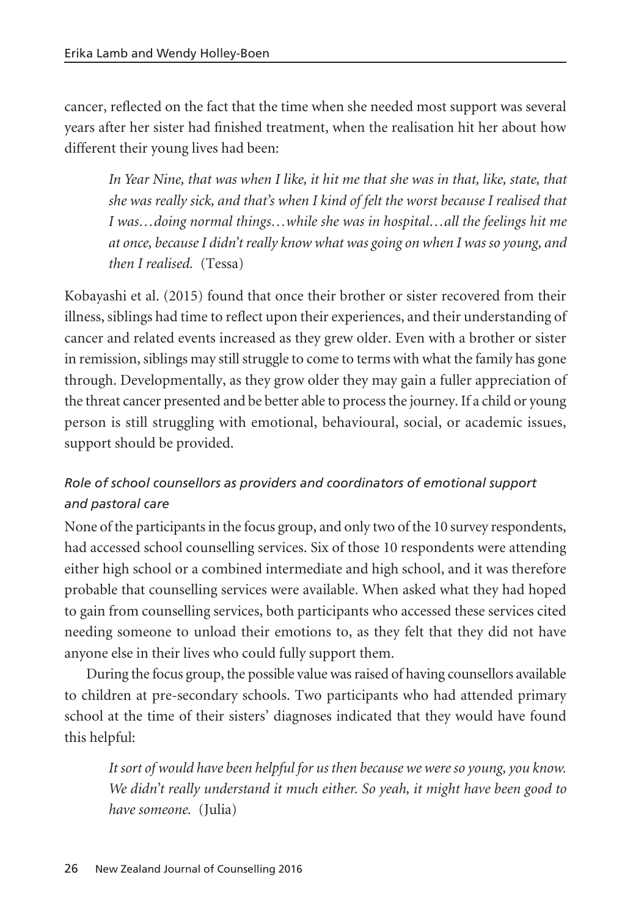cancer, reflected on the fact that the time when she needed most support was several years after her sister had finished treatment, when the realisation hit her about how different their young lives had been:

> *In Year Nine, that was when I like, it hit me that she was in that, like, state, that she was really sick, and that's when I kind of felt the worst because I realised that I was…doing normal things…while she was in hospital…all the feelings hit me at once, because I didn't really know what was going on when I was so young, and then I realised.* (Tessa)

Kobayashi et al. (2015) found that once their brother or sister recovered from their illness, siblings had time to reflect upon their experiences, and their understanding of cancer and related events increased as they grew older. Even with a brother or sister in remission, siblings may still struggle to come to terms with what the family has gone through. Developmentally, as they grow older they may gain a fuller appreciation of the threat cancer presented and be better able to process the journey. If a child or young person is still struggling with emotional, behavioural, social, or academic issues, support should be provided.

### *Role of school counsellors as providers and coordinators of emotional support and pastoral care*

None of the participants in the focus group, and only two of the 10 survey respondents, had accessed school counselling services. Six of those 10 respondents were attending either high school or a combined intermediate and high school, and it was therefore probable that counselling services were available. When asked what they had hoped to gain from counselling services, both participants who accessed these services cited needing someone to unload their emotions to, as they felt that they did not have anyone else in their lives who could fully support them.

During the focus group, the possible value was raised of having counsellors available to children at pre-secondary schools. Two participants who had attended primary school at the time of their sisters' diagnoses indicated that they would have found this helpful:

> *It sort of would have been helpful for us then because we were so young, you know. We didn't really understand it much either. So yeah, it might have been good to have someone.* (Julia)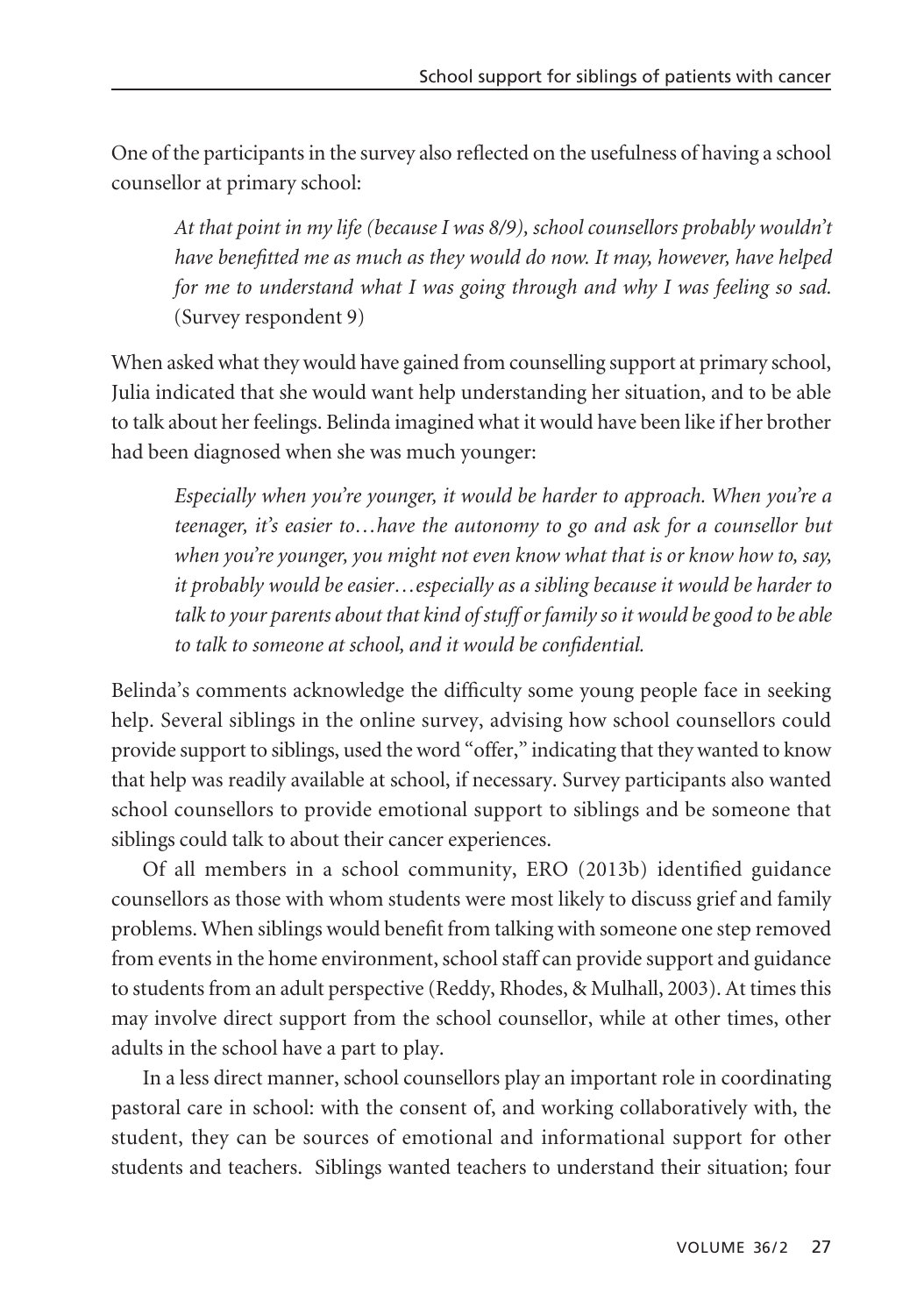One of the participants in the survey also reflected on the usefulness of having a school counsellor at primary school:

> *At that point in my life (because I was 8/9), school counsellors probably wouldn't have benefitted me as much as they would do now. It may, however, have helped for me to understand what I was going through and why I was feeling so sad.* (Survey respondent 9)

When asked what they would have gained from counselling support at primary school, Julia indicated that she would want help understanding her situation, and to be able to talk about her feelings. Belinda imagined what it would have been like if her brother had been diagnosed when she was much younger:

> *Especially when you're younger, it would be harder to approach. When you're a teenager, it's easier to…have the autonomy to go and ask for a counsellor but when you're younger, you might not even know what that is or know how to, say, it probably would be easier…especially as a sibling because it would be harder to talk to your parents about that kind of stuff or family so it would be good to be able to talk to someone at school, and it would be confidential.*

Belinda's comments acknowledge the difficulty some young people face in seeking help. Several siblings in the online survey, advising how school counsellors could provide support to siblings, used the word "offer," indicating that they wanted to know that help was readily available at school, if necessary. Survey participants also wanted school counsellors to provide emotional support to siblings and be someone that siblings could talk to about their cancer experiences.

Of all members in a school community, ERO (2013b) identified guidance counsellors as those with whom students were most likely to discuss grief and family problems. When siblings would benefit from talking with someone one step removed from events in the home environment, school staff can provide support and guidance to students from an adult perspective (Reddy, Rhodes, & Mulhall, 2003). At times this may involve direct support from the school counsellor, while at other times, other adults in the school have a part to play.

In a less direct manner, school counsellors play an important role in coordinating pastoral care in school: with the consent of, and working collaboratively with, the student, they can be sources of emotional and informational support for other students and teachers. Siblings wanted teachers to understand their situation; four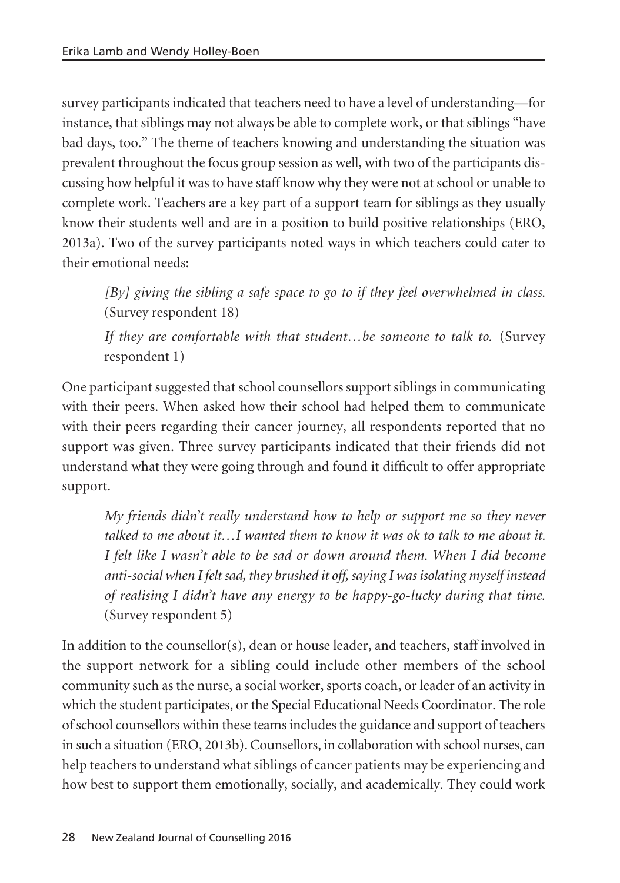survey participants indicated that teachers need to have a level of understanding—for instance, that siblings may not always be able to complete work, or that siblings "have bad days, too." The theme of teachers knowing and understanding the situation was prevalent throughout the focus group session as well, with two of the participants discussing how helpful it was to have staff know why they were not at school or unable to complete work. Teachers are a key part of a support team for siblings as they usually know their students well and are in a position to build positive relationships (ERO, 2013a). Two of the survey participants noted ways in which teachers could cater to their emotional needs:

> *[By] giving the sibling a safe space to go to if they feel overwhelmed in class.* (Survey respondent 18)
>
> *If they are comfortable with that student…be someone to talk to.* (Survey respondent 1)

One participant suggested that school counsellors support siblings in communicating with their peers. When asked how their school had helped them to communicate with their peers regarding their cancer journey, all respondents reported that no support was given. Three survey participants indicated that their friends did not understand what they were going through and found it difficult to offer appropriate support.

> *My friends didn't really understand how to help or support me so they never talked to me about it…I wanted them to know it was ok to talk to me about it. I felt like I wasn't able to be sad or down around them. When I did become anti-social when I felt sad, they brushed it off, saying I was isolating myself instead of realising I didn't have any energy to be happy-go-lucky during that time.* (Survey respondent 5)

In addition to the counsellor(s), dean or house leader, and teachers, staff involved in the support network for a sibling could include other members of the school community such as the nurse, a social worker, sports coach, or leader of an activity in which the student participates, or the Special Educational Needs Coordinator. The role of school counsellors within these teams includes the guidance and support of teachers in such a situation (ERO, 2013b). Counsellors, in collaboration with school nurses, can help teachers to understand what siblings of cancer patients may be experiencing and how best to support them emotionally, socially, and academically. They could work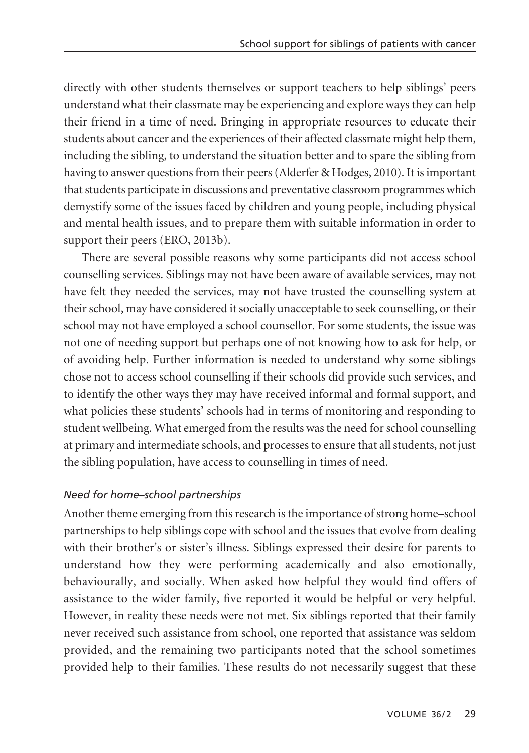directly with other students themselves or support teachers to help siblings' peers understand what their classmate may be experiencing and explore ways they can help their friend in a time of need. Bringing in appropriate resources to educate their students about cancer and the experiences of their affected classmate might help them, including the sibling, to understand the situation better and to spare the sibling from having to answer questions from their peers (Alderfer & Hodges, 2010). It is important that students participate in discussions and preventative classroom programmes which demystify some of the issues faced by children and young people, including physical and mental health issues, and to prepare them with suitable information in order to support their peers (ERO, 2013b).

There are several possible reasons why some participants did not access school counselling services. Siblings may not have been aware of available services, may not have felt they needed the services, may not have trusted the counselling system at their school, may have considered it socially unacceptable to seek counselling, or their school may not have employed a school counsellor. For some students, the issue was not one of needing support but perhaps one of not knowing how to ask for help, or of avoiding help. Further information is needed to understand why some siblings chose not to access school counselling if their schools did provide such services, and to identify the other ways they may have received informal and formal support, and what policies these students' schools had in terms of monitoring and responding to student wellbeing. What emerged from the results was the need for school counselling at primary and intermediate schools, and processes to ensure that all students, not just the sibling population, have access to counselling in times of need.

*Need for home–school partnerships*

Another theme emerging from this research is the importance of strong home–school partnerships to help siblings cope with school and the issues that evolve from dealing with their brother's or sister's illness. Siblings expressed their desire for parents to understand how they were performing academically and also emotionally, behaviourally, and socially. When asked how helpful they would find offers of assistance to the wider family, five reported it would be helpful or very helpful. However, in reality these needs were not met. Six siblings reported that their family never received such assistance from school, one reported that assistance was seldom provided, and the remaining two participants noted that the school sometimes provided help to their families. These results do not necessarily suggest that these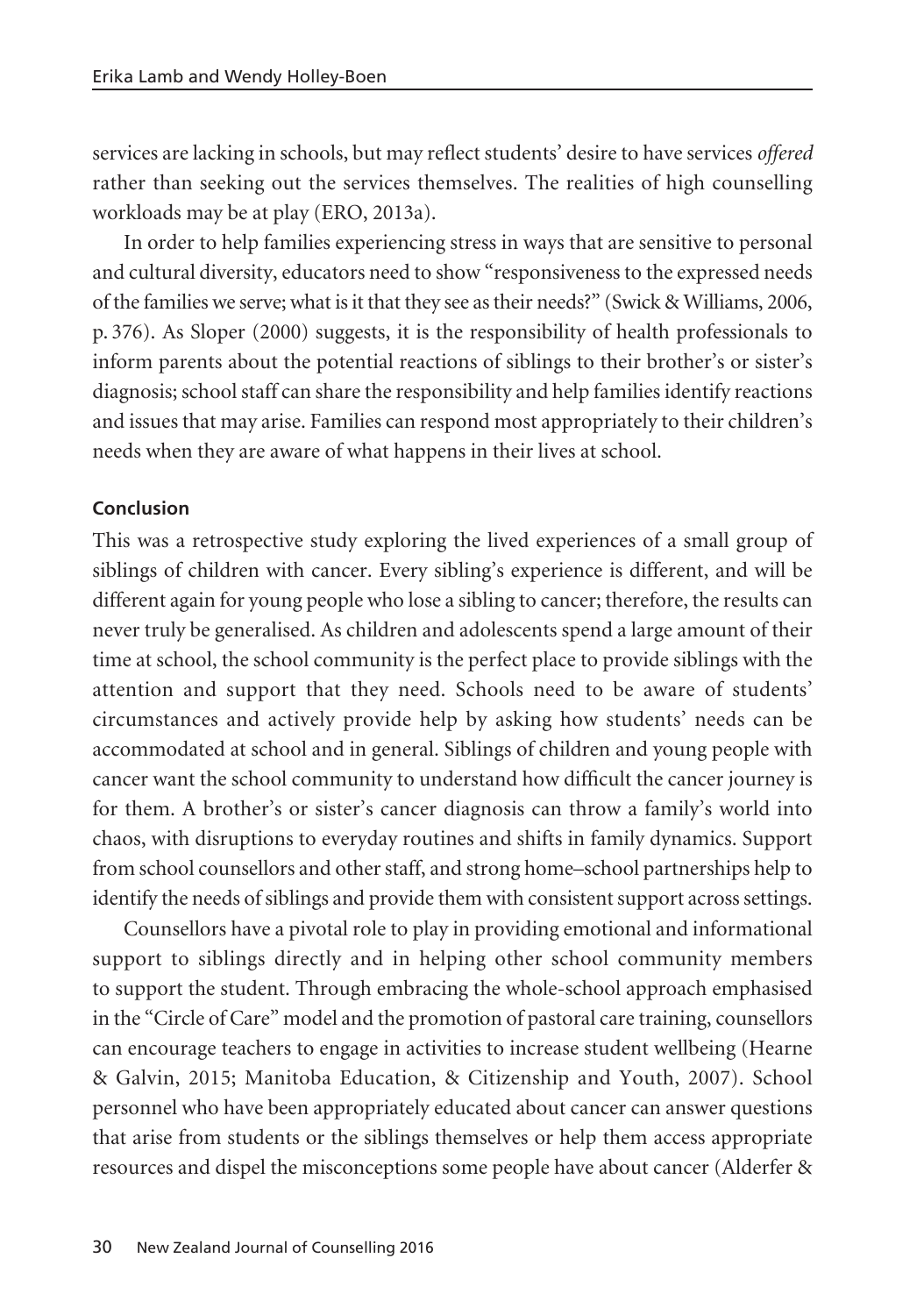services are lacking in schools, but may reflect students' desire to have services *offered* rather than seeking out the services themselves. The realities of high counselling workloads may be at play (ERO, 2013a).

In order to help families experiencing stress in ways that are sensitive to personal and cultural diversity, educators need to show "responsiveness to the expressed needs of the families we serve; what is it that they see as their needs?" (Swick & Williams, 2006, p. 376). As Sloper (2000) suggests, it is the responsibility of health professionals to inform parents about the potential reactions of siblings to their brother's or sister's diagnosis; school staff can share the responsibility and help families identify reactions and issues that may arise. Families can respond most appropriately to their children's needs when they are aware of what happens in their lives at school.

## Conclusion

This was a retrospective study exploring the lived experiences of a small group of siblings of children with cancer. Every sibling's experience is different, and will be different again for young people who lose a sibling to cancer; therefore, the results can never truly be generalised. As children and adolescents spend a large amount of their time at school, the school community is the perfect place to provide siblings with the attention and support that they need. Schools need to be aware of students' circumstances and actively provide help by asking how students' needs can be accommodated at school and in general. Siblings of children and young people with cancer want the school community to understand how difficult the cancer journey is for them. A brother's or sister's cancer diagnosis can throw a family's world into chaos, with disruptions to everyday routines and shifts in family dynamics. Support from school counsellors and other staff, and strong home–school partnerships help to identify the needs of siblings and provide them with consistent support across settings.

Counsellors have a pivotal role to play in providing emotional and informational support to siblings directly and in helping other school community members to support the student. Through embracing the whole-school approach emphasised in the "Circle of Care" model and the promotion of pastoral care training, counsellors can encourage teachers to engage in activities to increase student wellbeing (Hearne & Galvin, 2015; Manitoba Education, & Citizenship and Youth, 2007). School personnel who have been appropriately educated about cancer can answer questions that arise from students or the siblings themselves or help them access appropriate resources and dispel the misconceptions some people have about cancer (Alderfer &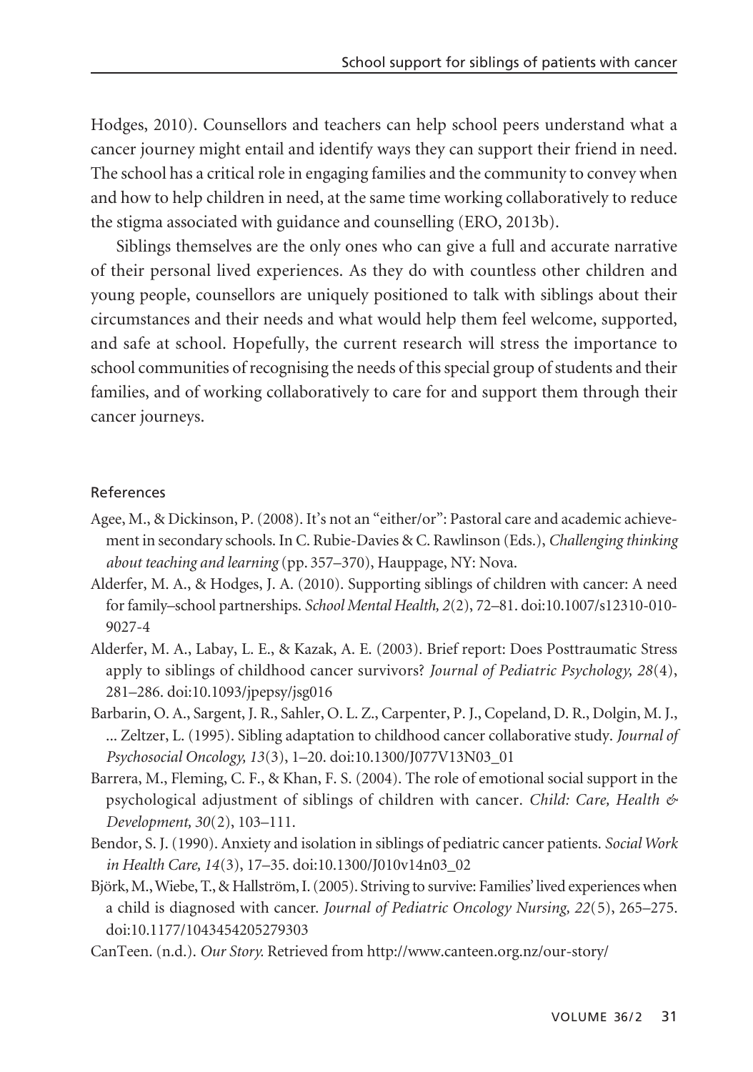Hodges, 2010). Counsellors and teachers can help school peers understand what a cancer journey might entail and identify ways they can support their friend in need. The school has a critical role in engaging families and the community to convey when and how to help children in need, at the same time working collaboratively to reduce the stigma associated with guidance and counselling (ERO, 2013b).

Siblings themselves are the only ones who can give a full and accurate narrative of their personal lived experiences. As they do with countless other children and young people, counsellors are uniquely positioned to talk with siblings about their circumstances and their needs and what would help them feel welcome, supported, and safe at school. Hopefully, the current research will stress the importance to school communities of recognising the needs of this special group of students and their families, and of working collaboratively to care for and support them through their cancer journeys.

## References

Agee, M., & Dickinson, P. (2008). It's not an "either/or": Pastoral care and academic achievement in secondary schools. In C. Rubie-Davies & C. Rawlinson (Eds.), *Challenging thinking about teaching and learning* (pp. 357–370), Hauppage, NY: Nova.

Alderfer, M. A., & Hodges, J. A. (2010). Supporting siblings of children with cancer: A need for family–school partnerships. *School Mental Health, 2*(2), 72–81. doi:10.1007/s12310-010-9027-4

Alderfer, M. A., Labay, L. E., & Kazak, A. E. (2003). Brief report: Does Posttraumatic Stress apply to siblings of childhood cancer survivors? *Journal of Pediatric Psychology, 28*(4), 281–286. doi:10.1093/jpepsy/jsg016

Barbarin, O. A., Sargent, J. R., Sahler, O. L. Z., Carpenter, P. J., Copeland, D. R., Dolgin, M. J., ... Zeltzer, L. (1995). Sibling adaptation to childhood cancer collaborative study. *Journal of Psychosocial Oncology, 13*(3), 1–20. doi:10.1300/J077V13N03_01

Barrera, M., Fleming, C. F., & Khan, F. S. (2004). The role of emotional social support in the psychological adjustment of siblings of children with cancer. *Child: Care, Health & Development, 30*(2), 103–111.

Bendor, S. J. (1990). Anxiety and isolation in siblings of pediatric cancer patients. *Social Work in Health Care, 14*(3), 17–35. doi:10.1300/J010v14n03_02

Björk, M., Wiebe, T., & Hallström, I. (2005). Striving to survive: Families' lived experiences when a child is diagnosed with cancer. *Journal of Pediatric Oncology Nursing, 22*(5), 265–275. doi:10.1177/1043454205279303

CanTeen. (n.d.). *Our Story.* Retrieved from http://www.canteen.org.nz/our-story/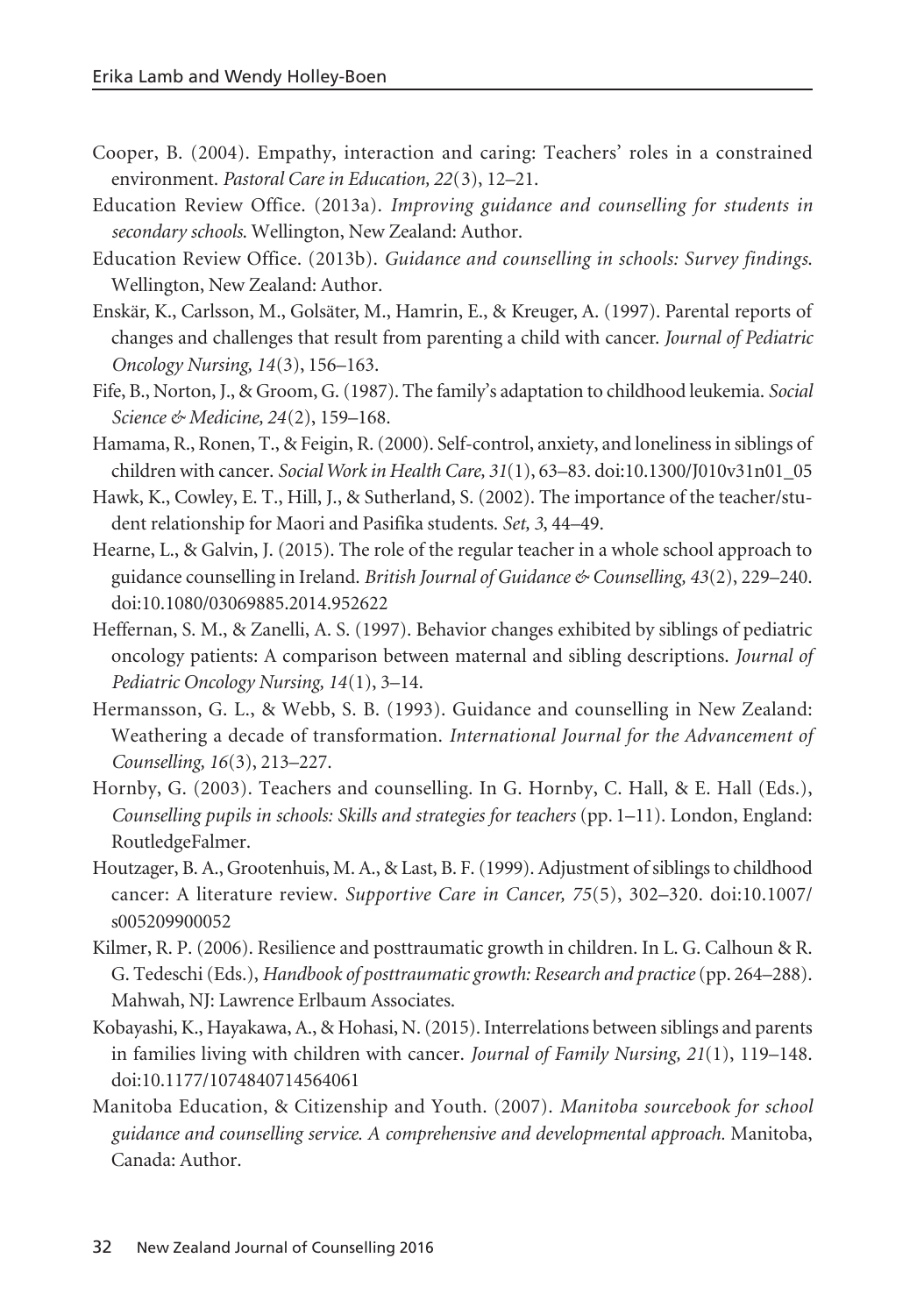Cooper, B. (2004). Empathy, interaction and caring: Teachers' roles in a constrained environment. *Pastoral Care in Education, 22*(3), 12–21.

Education Review Office. (2013a). *Improving guidance and counselling for students in secondary schools*. Wellington, New Zealand: Author.

Education Review Office. (2013b). *Guidance and counselling in schools: Survey findings*. Wellington, New Zealand: Author.

Enskär, K., Carlsson, M., Golsäter, M., Hamrin, E., & Kreuger, A. (1997). Parental reports of changes and challenges that result from parenting a child with cancer. *Journal of Pediatric Oncology Nursing, 14*(3), 156–163.

Fife, B., Norton, J., & Groom, G. (1987). The family's adaptation to childhood leukemia. *Social Science & Medicine, 24*(2), 159–168.

Hamama, R., Ronen, T., & Feigin, R. (2000). Self-control, anxiety, and loneliness in siblings of children with cancer. *Social Work in Health Care, 31*(1), 63–83. doi:10.1300/J010v31n01_05

Hawk, K., Cowley, E. T., Hill, J., & Sutherland, S. (2002). The importance of the teacher/student relationship for Maori and Pasifika students. *Set, 3*, 44–49.

Hearne, L., & Galvin, J. (2015). The role of the regular teacher in a whole school approach to guidance counselling in Ireland. *British Journal of Guidance & Counselling, 43*(2), 229–240. doi:10.1080/03069885.2014.952622

Heffernan, S. M., & Zanelli, A. S. (1997). Behavior changes exhibited by siblings of pediatric oncology patients: A comparison between maternal and sibling descriptions. *Journal of Pediatric Oncology Nursing, 14*(1), 3–14.

Hermansson, G. L., & Webb, S. B. (1993). Guidance and counselling in New Zealand: Weathering a decade of transformation. *International Journal for the Advancement of Counselling, 16*(3), 213–227.

Hornby, G. (2003). Teachers and counselling. In G. Hornby, C. Hall, & E. Hall (Eds.), *Counselling pupils in schools: Skills and strategies for teachers* (pp. 1–11). London, England: RoutledgeFalmer.

Houtzager, B. A., Grootenhuis, M. A., & Last, B. F. (1999). Adjustment of siblings to childhood cancer: A literature review. *Supportive Care in Cancer, 75*(5), 302–320. doi:10.1007/s005209900052

Kilmer, R. P. (2006). Resilience and posttraumatic growth in children. In L. G. Calhoun & R. G. Tedeschi (Eds.), *Handbook of posttraumatic growth: Research and practice* (pp. 264–288). Mahwah, NJ: Lawrence Erlbaum Associates.

Kobayashi, K., Hayakawa, A., & Hohasi, N. (2015). Interrelations between siblings and parents in families living with children with cancer. *Journal of Family Nursing, 21*(1), 119–148. doi:10.1177/1074840714564061

Manitoba Education, & Citizenship and Youth. (2007). *Manitoba sourcebook for school guidance and counselling service. A comprehensive and developmental approach.* Manitoba, Canada: Author.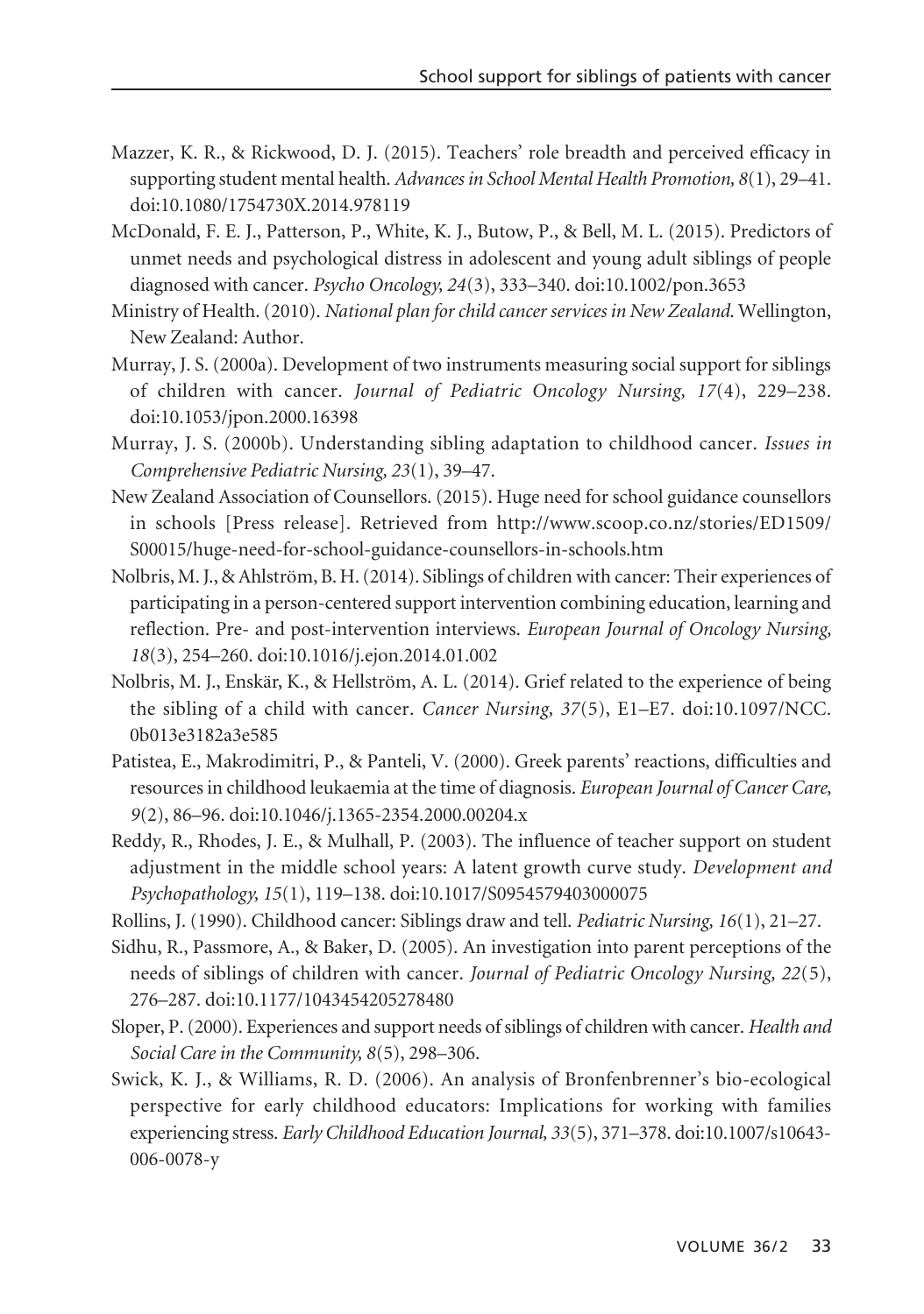Mazzer, K. R., & Rickwood, D. J. (2015). Teachers' role breadth and perceived efficacy in supporting student mental health. *Advances in School Mental Health Promotion, 8*(1), 29–41. doi:10.1080/1754730X.2014.978119

McDonald, F. E. J., Patterson, P., White, K. J., Butow, P., & Bell, M. L. (2015). Predictors of unmet needs and psychological distress in adolescent and young adult siblings of people diagnosed with cancer. *Psycho Oncology, 24*(3), 333–340. doi:10.1002/pon.3653

Ministry of Health. (2010). *National plan for child cancer services in New Zealand*. Wellington, New Zealand: Author.

Murray, J. S. (2000a). Development of two instruments measuring social support for siblings of children with cancer. *Journal of Pediatric Oncology Nursing, 17*(4), 229–238. doi:10.1053/jpon.2000.16398

Murray, J. S. (2000b). Understanding sibling adaptation to childhood cancer. *Issues in Comprehensive Pediatric Nursing, 23*(1), 39–47.

New Zealand Association of Counsellors. (2015). Huge need for school guidance counsellors in schools [Press release]. Retrieved from http://www.scoop.co.nz/stories/ED1509/S00015/huge-need-for-school-guidance-counsellors-in-schools.htm

Nolbris, M. J., & Ahlström, B. H. (2014). Siblings of children with cancer: Their experiences of participating in a person-centered support intervention combining education, learning and reflection. Pre- and post-intervention interviews. *European Journal of Oncology Nursing, 18*(3), 254–260. doi:10.1016/j.ejon.2014.01.002

Nolbris, M. J., Enskär, K., & Hellström, A. L. (2014). Grief related to the experience of being the sibling of a child with cancer. *Cancer Nursing, 37*(5), E1–E7. doi:10.1097/NCC.0b013e3182a3e585

Patistea, E., Makrodimitri, P., & Panteli, V. (2000). Greek parents' reactions, difficulties and resources in childhood leukaemia at the time of diagnosis. *European Journal of Cancer Care, 9*(2), 86–96. doi:10.1046/j.1365-2354.2000.00204.x

Reddy, R., Rhodes, J. E., & Mulhall, P. (2003). The influence of teacher support on student adjustment in the middle school years: A latent growth curve study. *Development and Psychopathology, 15*(1), 119–138. doi:10.1017/S0954579403000075

Rollins, J. (1990). Childhood cancer: Siblings draw and tell. *Pediatric Nursing, 16*(1), 21–27.

Sidhu, R., Passmore, A., & Baker, D. (2005). An investigation into parent perceptions of the needs of siblings of children with cancer. *Journal of Pediatric Oncology Nursing, 22*(5), 276–287. doi:10.1177/1043454205278480

Sloper, P. (2000). Experiences and support needs of siblings of children with cancer. *Health and Social Care in the Community, 8*(5), 298–306.

Swick, K. J., & Williams, R. D. (2006). An analysis of Bronfenbrenner's bio-ecological perspective for early childhood educators: Implications for working with families experiencing stress. *Early Childhood Education Journal, 33*(5), 371–378. doi:10.1007/s10643-006-0078-y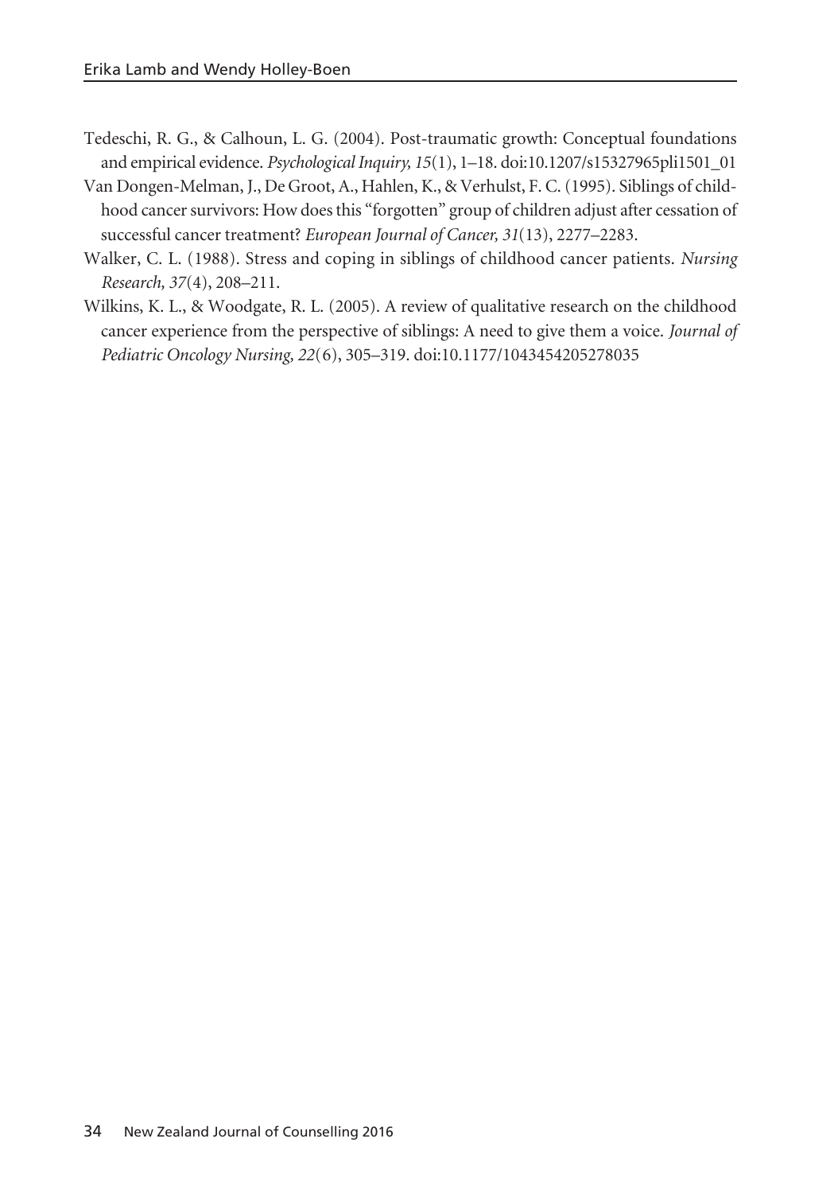Tedeschi, R. G., & Calhoun, L. G. (2004). Post-traumatic growth: Conceptual foundations and empirical evidence. *Psychological Inquiry, 15*(1), 1–18. doi:10.1207/s15327965pli1501_01

Van Dongen-Melman, J., De Groot, A., Hahlen, K., & Verhulst, F. C. (1995). Siblings of childhood cancer survivors: How does this "forgotten" group of children adjust after cessation of successful cancer treatment? *European Journal of Cancer, 31*(13), 2277–2283.

Walker, C. L. (1988). Stress and coping in siblings of childhood cancer patients. *Nursing Research, 37*(4), 208–211.

Wilkins, K. L., & Woodgate, R. L. (2005). A review of qualitative research on the childhood cancer experience from the perspective of siblings: A need to give them a voice. *Journal of Pediatric Oncology Nursing, 22*(6), 305–319. doi:10.1177/1043454205278035